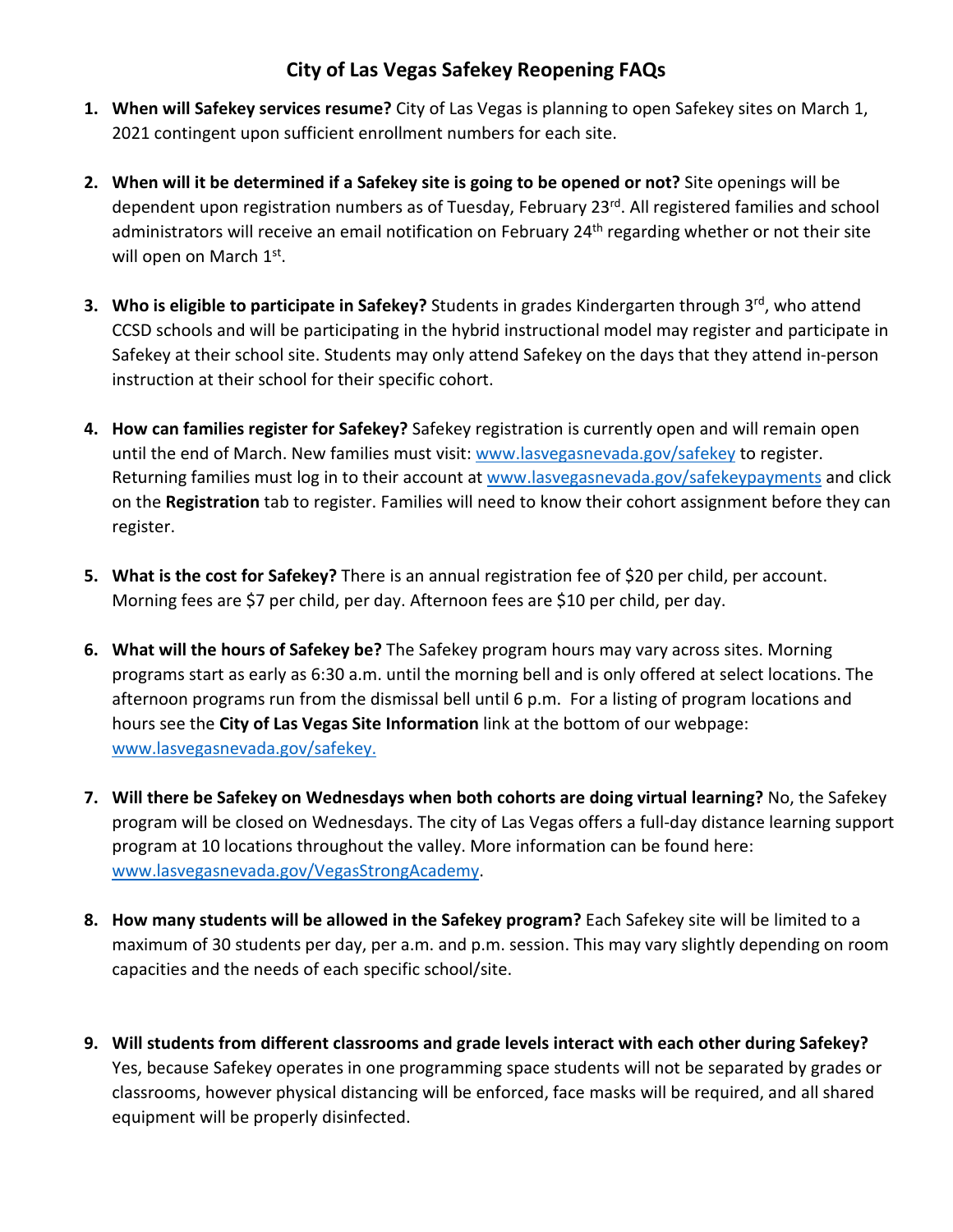# City of Las Vegas Safekey Reopening FAQs

1. **When will Safekey services resume?** City of Las Vegas is planning to open Safekey sites on March 1, 2021 contingent upon sufficient enrollment numbers for each site.

2. **When will it be determined if a Safekey site is going to be opened or not?** Site openings will be dependent upon registration numbers as of Tuesday, February 23rd. All registered families and school administrators will receive an email notification on February 24th regarding whether or not their site will open on March 1st.

3. **Who is eligible to participate in Safekey?** Students in grades Kindergarten through 3rd, who attend CCSD schools and will be participating in the hybrid instructional model may register and participate in Safekey at their school site. Students may only attend Safekey on the days that they attend in-person instruction at their school for their specific cohort.

4. **How can families register for Safekey?** Safekey registration is currently open and will remain open until the end of March. New families must visit: [www.lasvegasnevada.gov/safekey](www.lasvegasnevada.gov/safekey) to register. Returning families must log in to their account at [www.lasvegasnevada.gov/safekeypayments](www.lasvegasnevada.gov/safekeypayments) and click on the **Registration** tab to register. Families will need to know their cohort assignment before they can register.

5. **What is the cost for Safekey?** There is an annual registration fee of $20 per child, per account. Morning fees are $7 per child, per day. Afternoon fees are $10 per child, per day.

6. **What will the hours of Safekey be?** The Safekey program hours may vary across sites. Morning programs start as early as 6:30 a.m. until the morning bell and is only offered at select locations. The afternoon programs run from the dismissal bell until 6 p.m. For a listing of program locations and hours see the **City of Las Vegas Site Information** link at the bottom of our webpage: [www.lasvegasnevada.gov/safekey.](www.lasvegasnevada.gov/safekey)

7. **Will there be Safekey on Wednesdays when both cohorts are doing virtual learning?** No, the Safekey program will be closed on Wednesdays. The city of Las Vegas offers a full-day distance learning support program at 10 locations throughout the valley. More information can be found here: [www.lasvegasnevada.gov/VegasStrongAcademy](www.lasvegasnevada.gov/VegasStrongAcademy).

8. **How many students will be allowed in the Safekey program?** Each Safekey site will be limited to a maximum of 30 students per day, per a.m. and p.m. session. This may vary slightly depending on room capacities and the needs of each specific school/site.

9. **Will students from different classrooms and grade levels interact with each other during Safekey?** Yes, because Safekey operates in one programming space students will not be separated by grades or classrooms, however physical distancing will be enforced, face masks will be required, and all shared equipment will be properly disinfected.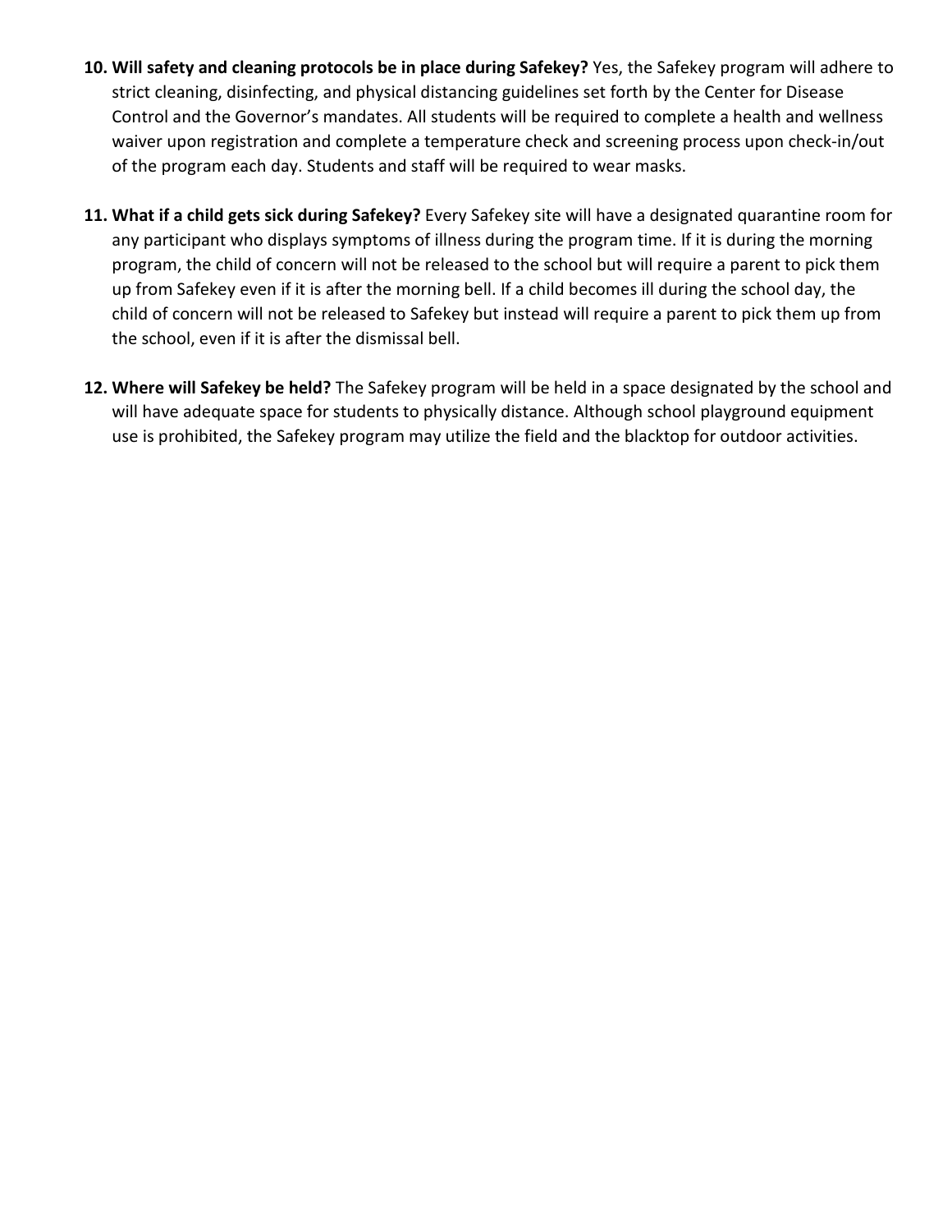10. **Will safety and cleaning protocols be in place during Safekey?** Yes, the Safekey program will adhere to strict cleaning, disinfecting, and physical distancing guidelines set forth by the Center for Disease Control and the Governor's mandates. All students will be required to complete a health and wellness waiver upon registration and complete a temperature check and screening process upon check-in/out of the program each day. Students and staff will be required to wear masks.

11. **What if a child gets sick during Safekey?** Every Safekey site will have a designated quarantine room for any participant who displays symptoms of illness during the program time. If it is during the morning program, the child of concern will not be released to the school but will require a parent to pick them up from Safekey even if it is after the morning bell. If a child becomes ill during the school day, the child of concern will not be released to Safekey but instead will require a parent to pick them up from the school, even if it is after the dismissal bell.

12. **Where will Safekey be held?** The Safekey program will be held in a space designated by the school and will have adequate space for students to physically distance. Although school playground equipment use is prohibited, the Safekey program may utilize the field and the blacktop for outdoor activities.